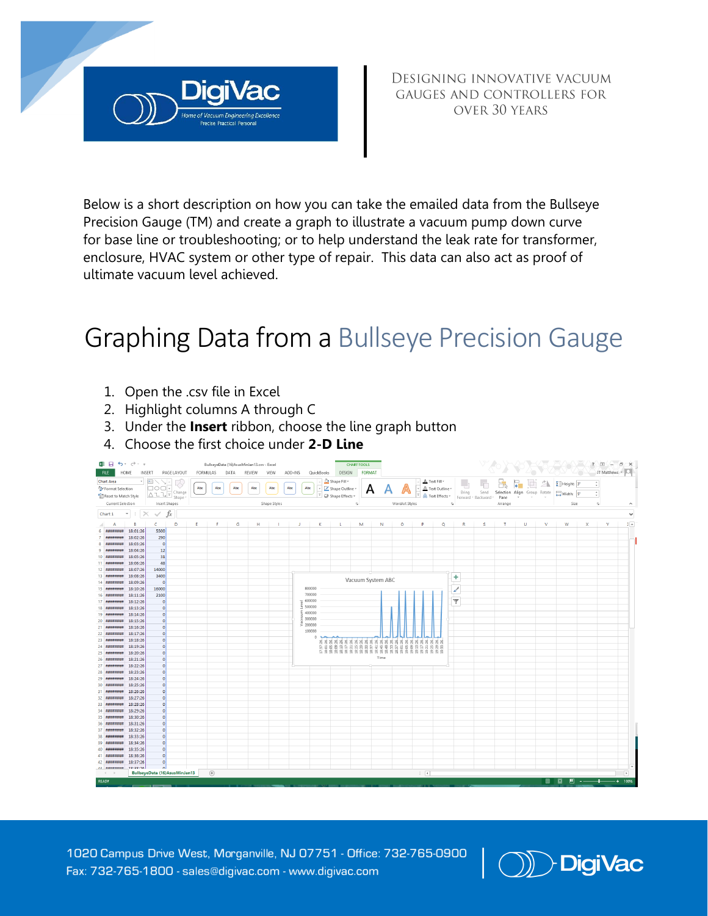DESIGNING INNOVATIVE VACUUM GAUGES AND CONTROLLERS FOR OVER 30 YEARS

Below is a short description on how you can take the emailed data from the Bullseye Precision Gauge (TM) and create a graph to illustrate a vacuum pump down curve for base line or troubleshooting; or to help understand the leak rate for transformer, enclosure, HVAC system or other type of repair. This data can also act as proof of ultimate vacuum level achieved.

# Graphing Data from a Bullseye Precision Gauge

1. Open the .csv file in Excel
2. Highlight columns A through C
3. Under the **Insert** ribbon, choose the line graph button
4. Choose the first choice under **2-D Line**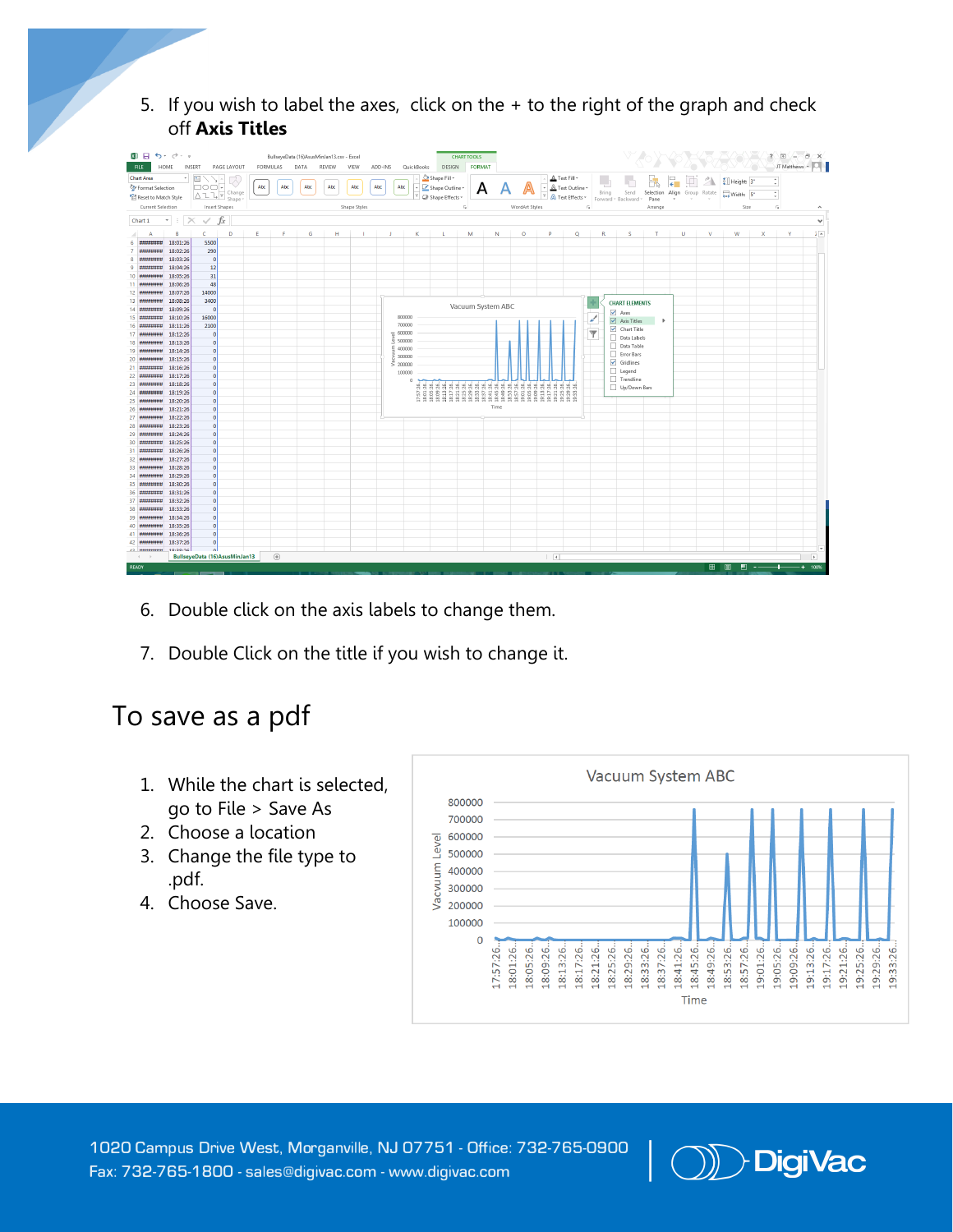5. If you wish to label the axes, click on the + to the right of the graph and check off **Axis Titles**

6. Double click on the axis labels to change them.

7. Double Click on the title if you wish to change it.

## To save as a pdf

1. While the chart is selected, go to File > Save As
2. Choose a location
3. Change the file type to .pdf.
4. Choose Save.

Vacuum System ABC

Vacvuum Level

800000
700000
600000
500000
400000
300000
200000
100000
0

17:57:26...
18:01:26...
18:05:26...
18:09:26...
18:13:26...
18:17:26...
18:21:26...
18:25:26...
18:29:26...
18:33:26...
18:37:26...
18:41:26...
18:45:26...
18:49:26...
18:53:26...
18:57:26...
19:01:26...
19:05:26...
19:09:26...
19:13:26...
19:17:26...
19:21:26...
19:25:26...
19:29:26...
19:33:26...

Time